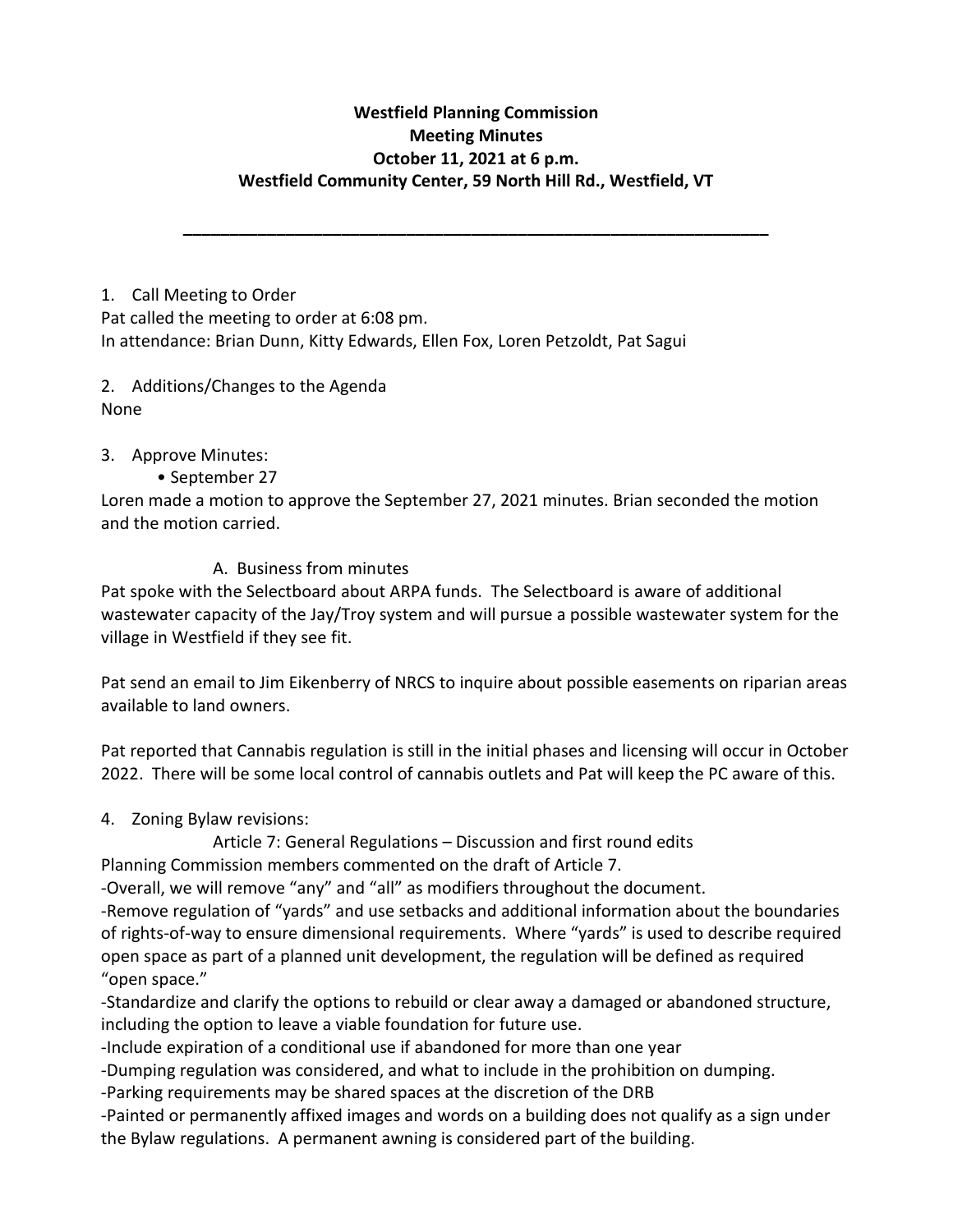**Westfield Planning Commission**
**Meeting Minutes**
**October 11, 2021 at 6 p.m.**
**Westfield Community Center, 59 North Hill Rd., Westfield, VT**

---

1. Call Meeting to Order

Pat called the meeting to order at 6:08 pm.
In attendance: Brian Dunn, Kitty Edwards, Ellen Fox, Loren Petzoldt, Pat Sagui

2. Additions/Changes to the Agenda

None

3. Approve Minutes:
   • September 27

Loren made a motion to approve the September 27, 2021 minutes. Brian seconded the motion and the motion carried.

A. Business from minutes

Pat spoke with the Selectboard about ARPA funds. The Selectboard is aware of additional wastewater capacity of the Jay/Troy system and will pursue a possible wastewater system for the village in Westfield if they see fit.

Pat send an email to Jim Eikenberry of NRCS to inquire about possible easements on riparian areas available to land owners.

Pat reported that Cannabis regulation is still in the initial phases and licensing will occur in October 2022. There will be some local control of cannabis outlets and Pat will keep the PC aware of this.

4. Zoning Bylaw revisions:

Article 7: General Regulations – Discussion and first round edits

Planning Commission members commented on the draft of Article 7.

-Overall, we will remove "any" and "all" as modifiers throughout the document.
-Remove regulation of "yards" and use setbacks and additional information about the boundaries of rights-of-way to ensure dimensional requirements. Where "yards" is used to describe required open space as part of a planned unit development, the regulation will be defined as required "open space."
-Standardize and clarify the options to rebuild or clear away a damaged or abandoned structure, including the option to leave a viable foundation for future use.
-Include expiration of a conditional use if abandoned for more than one year
-Dumping regulation was considered, and what to include in the prohibition on dumping.
-Parking requirements may be shared spaces at the discretion of the DRB
-Painted or permanently affixed images and words on a building does not qualify as a sign under the Bylaw regulations. A permanent awning is considered part of the building.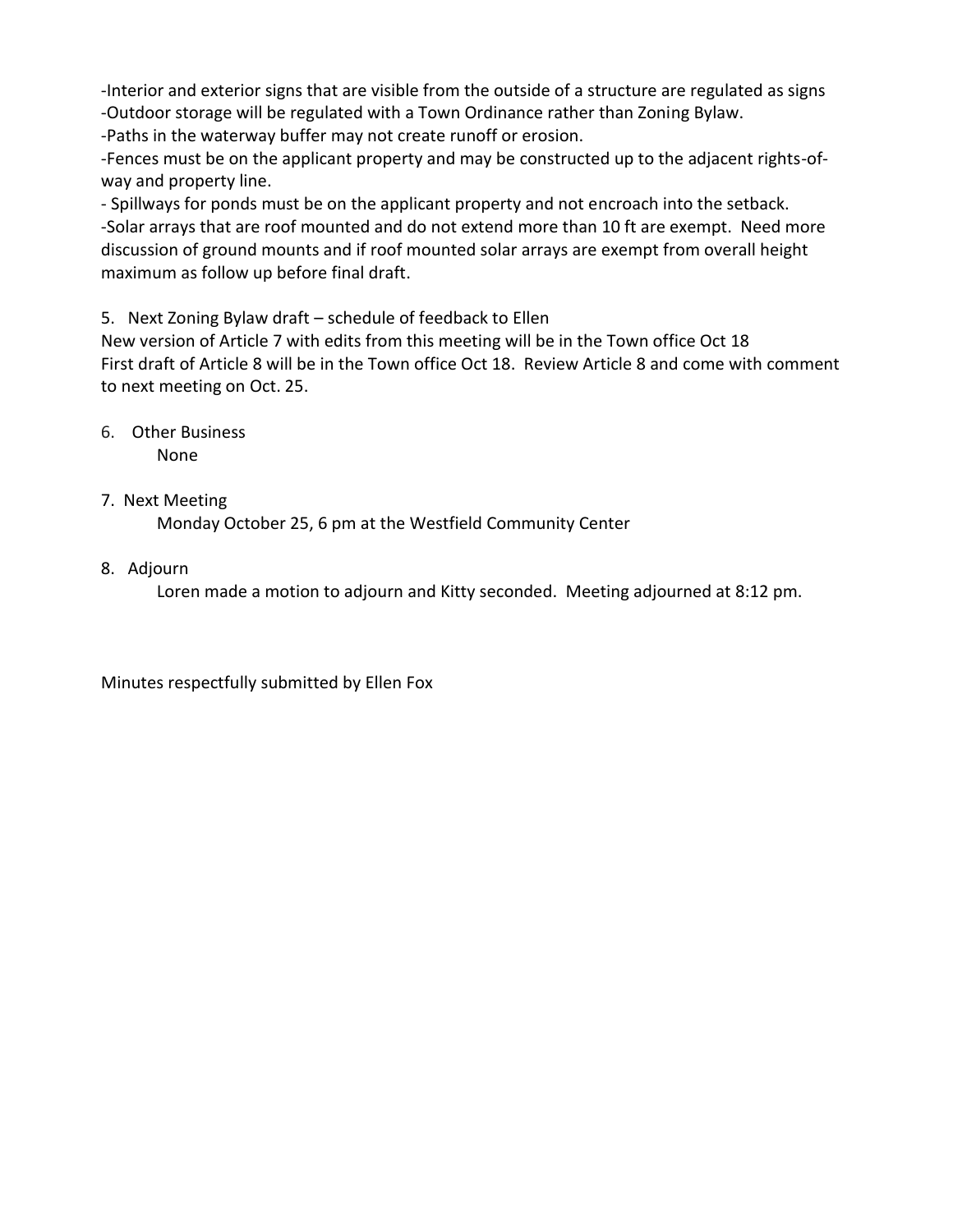-Interior and exterior signs that are visible from the outside of a structure are regulated as signs
-Outdoor storage will be regulated with a Town Ordinance rather than Zoning Bylaw.
-Paths in the waterway buffer may not create runoff or erosion.
-Fences must be on the applicant property and may be constructed up to the adjacent rights-of-way and property line.
- Spillways for ponds must be on the applicant property and not encroach into the setback.
-Solar arrays that are roof mounted and do not extend more than 10 ft are exempt. Need more discussion of ground mounts and if roof mounted solar arrays are exempt from overall height maximum as follow up before final draft.

5. Next Zoning Bylaw draft – schedule of feedback to Ellen

New version of Article 7 with edits from this meeting will be in the Town office Oct 18
First draft of Article 8 will be in the Town office Oct 18. Review Article 8 and come with comment to next meeting on Oct. 25.

6. Other Business

None

7. Next Meeting

Monday October 25, 6 pm at the Westfield Community Center

8. Adjourn

Loren made a motion to adjourn and Kitty seconded. Meeting adjourned at 8:12 pm.

Minutes respectfully submitted by Ellen Fox